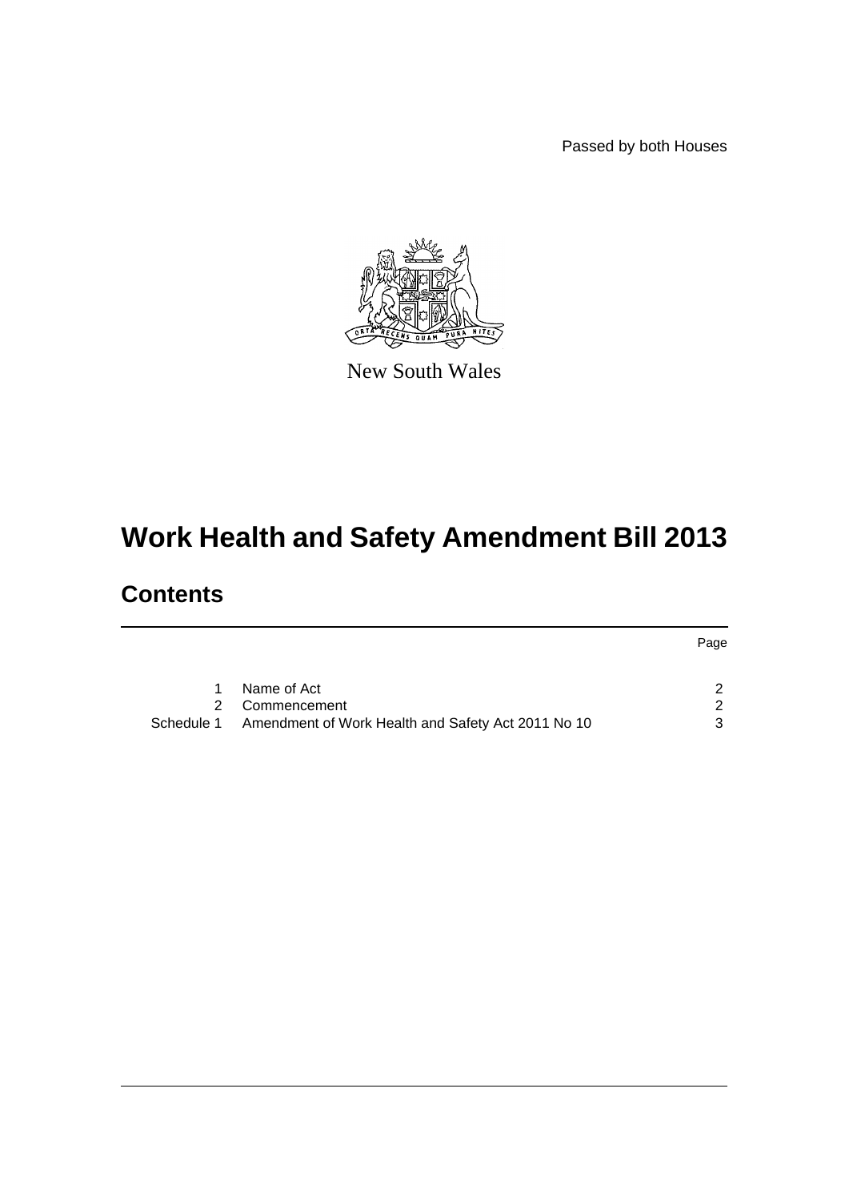Passed by both Houses

New South Wales

# Work Health and Safety Amendment Bill 2013

## Contents

| | | Page |
|---|---|---|
| 1 | Name of Act | 2 |
| 2 | Commencement | 2 |
| Schedule 1 | Amendment of Work Health and Safety Act 2011 No 10 | 3 |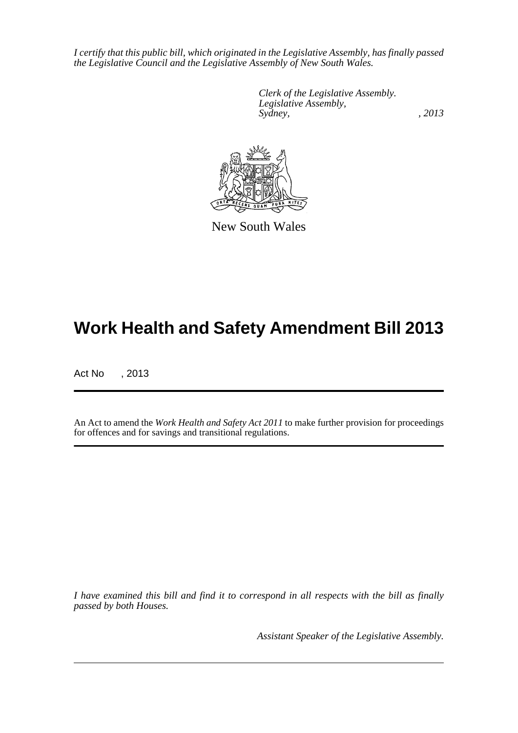*I certify that this public bill, which originated in the Legislative Assembly, has finally passed the Legislative Council and the Legislative Assembly of New South Wales.*

*Clerk of the Legislative Assembly.*
*Legislative Assembly,*
*Sydney, , 2013*

New South Wales

# Work Health and Safety Amendment Bill 2013

Act No , 2013

An Act to amend the *Work Health and Safety Act 2011* to make further provision for proceedings for offences and for savings and transitional regulations.

*I have examined this bill and find it to correspond in all respects with the bill as finally passed by both Houses.*

*Assistant Speaker of the Legislative Assembly.*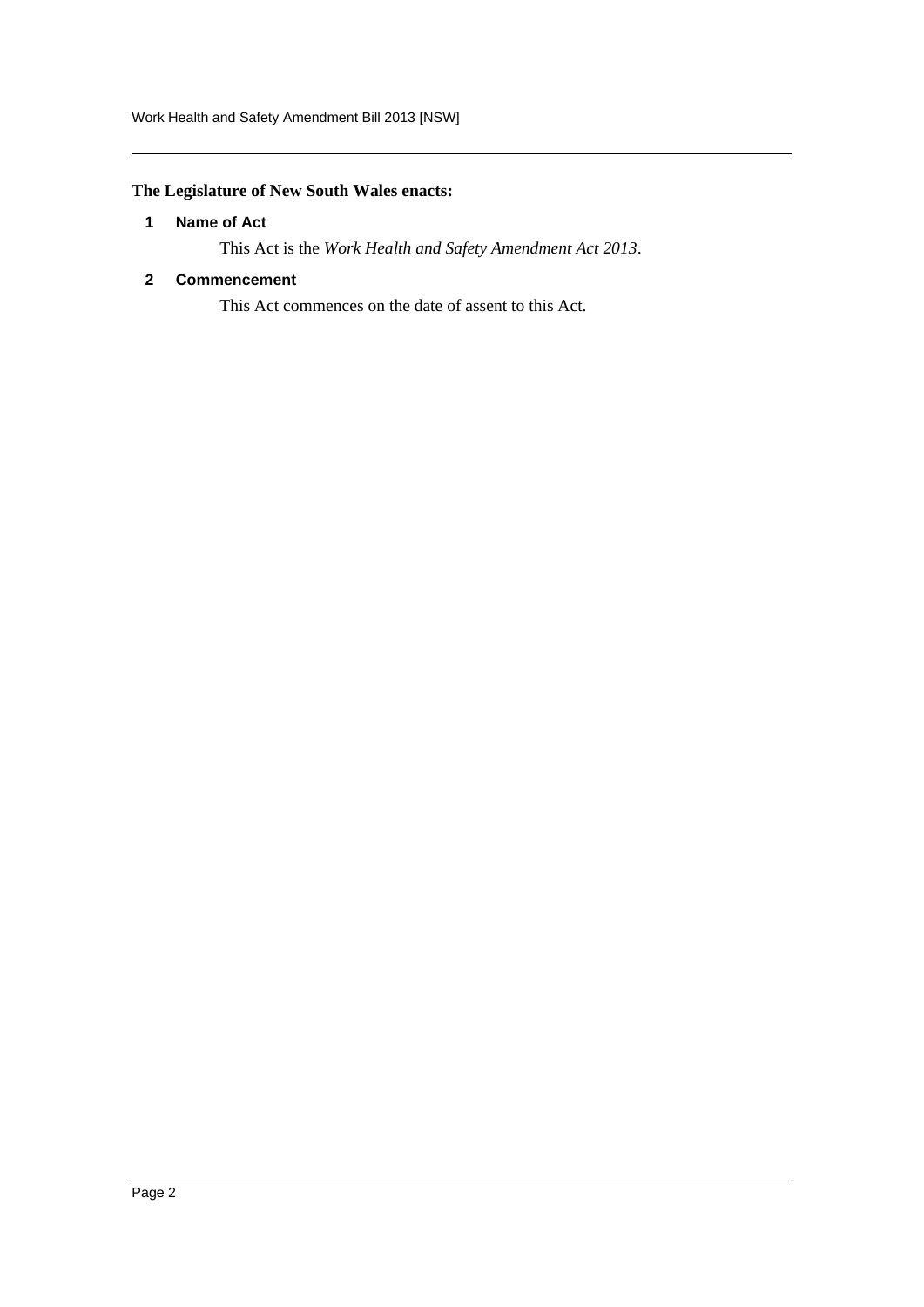**The Legislature of New South Wales enacts:**

## 1 Name of Act

This Act is the *Work Health and Safety Amendment Act 2013*.

## 2 Commencement

This Act commences on the date of assent to this Act.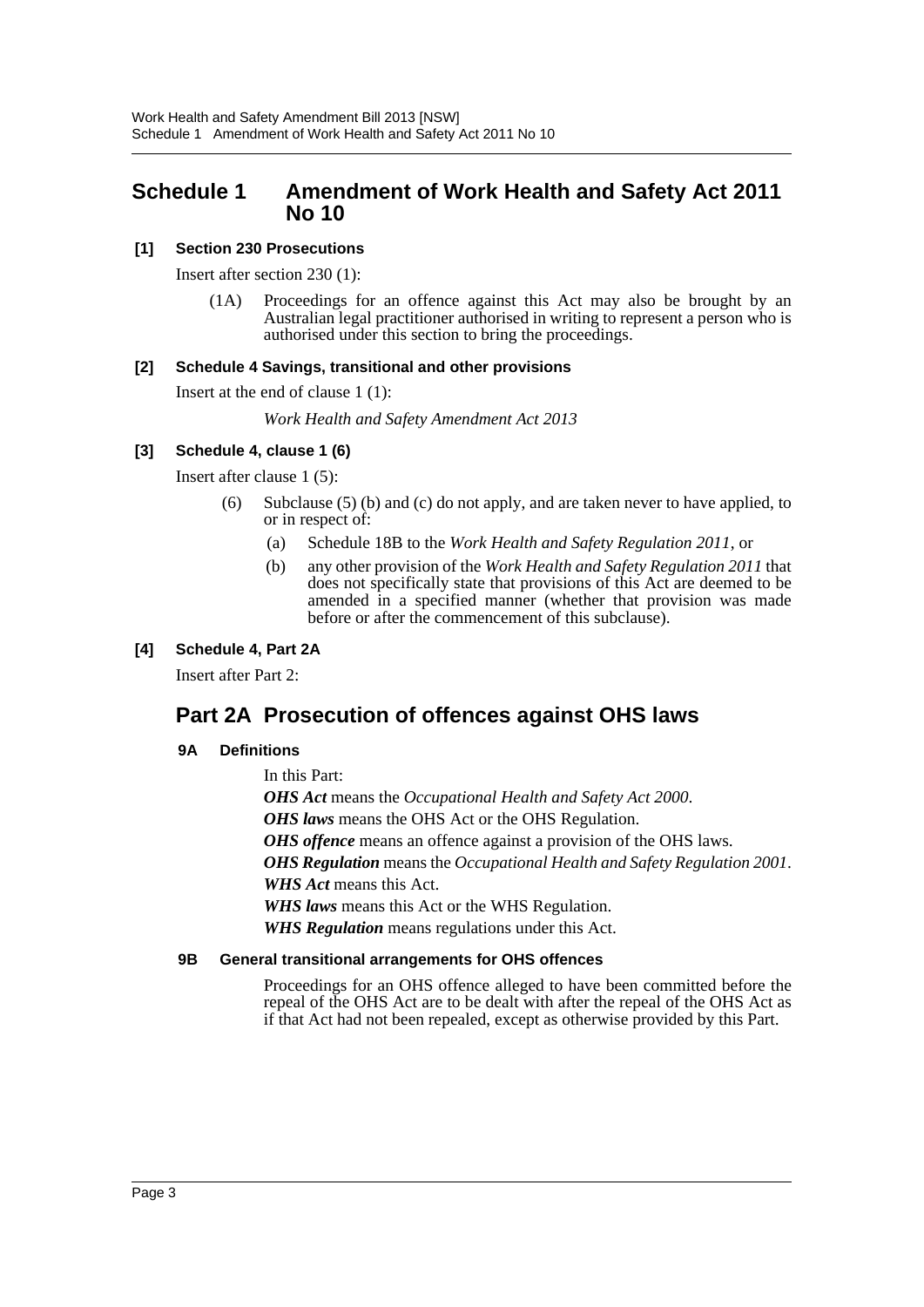## Schedule 1 Amendment of Work Health and Safety Act 2011 No 10

### [1] Section 230 Prosecutions

Insert after section 230 (1):

(1A) Proceedings for an offence against this Act may also be brought by an Australian legal practitioner authorised in writing to represent a person who is authorised under this section to bring the proceedings.

### [2] Schedule 4 Savings, transitional and other provisions

Insert at the end of clause 1 (1):

*Work Health and Safety Amendment Act 2013*

### [3] Schedule 4, clause 1 (6)

Insert after clause 1 (5):

(6) Subclause (5) (b) and (c) do not apply, and are taken never to have applied, to or in respect of:

(a) Schedule 18B to the *Work Health and Safety Regulation 2011*, or

(b) any other provision of the *Work Health and Safety Regulation 2011* that does not specifically state that provisions of this Act are deemed to be amended in a specified manner (whether that provision was made before or after the commencement of this subclause).

### [4] Schedule 4, Part 2A

Insert after Part 2:

## Part 2A Prosecution of offences against OHS laws

#### 9A Definitions

In this Part:

***OHS Act*** means the *Occupational Health and Safety Act 2000*.

***OHS laws*** means the OHS Act or the OHS Regulation.

***OHS offence*** means an offence against a provision of the OHS laws.

***OHS Regulation*** means the *Occupational Health and Safety Regulation 2001*.

***WHS Act*** means this Act.

***WHS laws*** means this Act or the WHS Regulation.

***WHS Regulation*** means regulations under this Act.

#### 9B General transitional arrangements for OHS offences

Proceedings for an OHS offence alleged to have been committed before the repeal of the OHS Act are to be dealt with after the repeal of the OHS Act as if that Act had not been repealed, except as otherwise provided by this Part.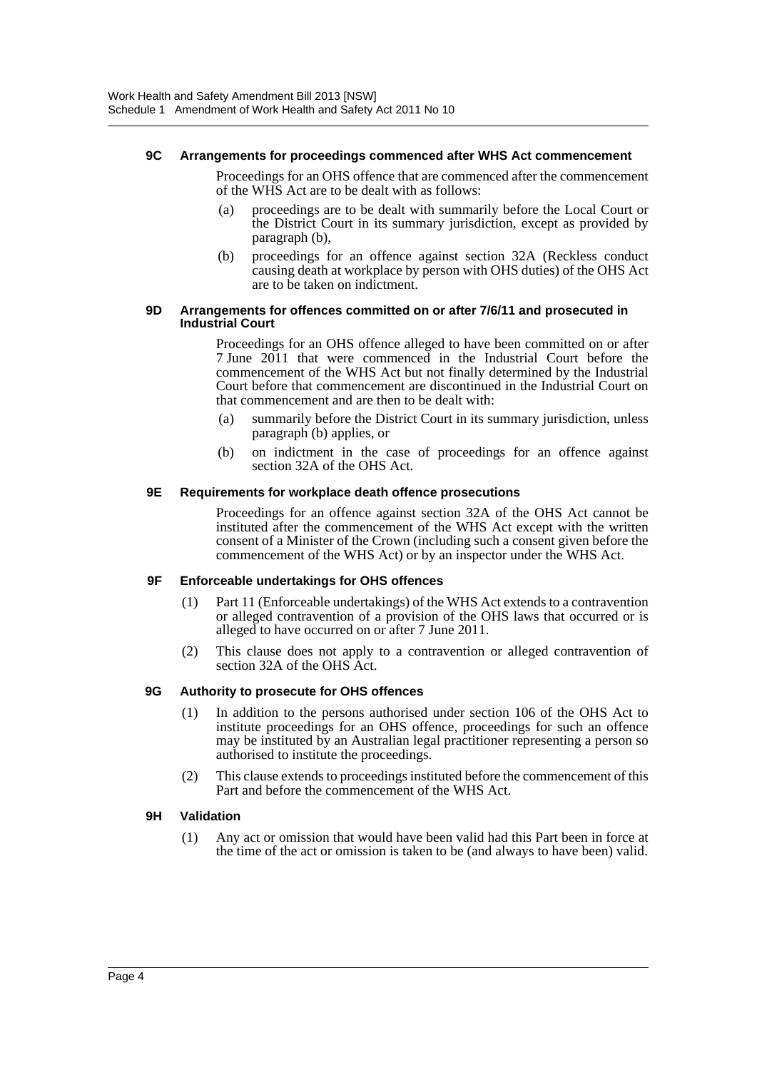#### 9C Arrangements for proceedings commenced after WHS Act commencement

Proceedings for an OHS offence that are commenced after the commencement of the WHS Act are to be dealt with as follows:

(a) proceedings are to be dealt with summarily before the Local Court or the District Court in its summary jurisdiction, except as provided by paragraph (b),

(b) proceedings for an offence against section 32A (Reckless conduct causing death at workplace by person with OHS duties) of the OHS Act are to be taken on indictment.

#### 9D Arrangements for offences committed on or after 7/6/11 and prosecuted in Industrial Court

Proceedings for an OHS offence alleged to have been committed on or after 7 June 2011 that were commenced in the Industrial Court before the commencement of the WHS Act but not finally determined by the Industrial Court before that commencement are discontinued in the Industrial Court on that commencement and are then to be dealt with:

(a) summarily before the District Court in its summary jurisdiction, unless paragraph (b) applies, or

(b) on indictment in the case of proceedings for an offence against section 32A of the OHS Act.

#### 9E Requirements for workplace death offence prosecutions

Proceedings for an offence against section 32A of the OHS Act cannot be instituted after the commencement of the WHS Act except with the written consent of a Minister of the Crown (including such a consent given before the commencement of the WHS Act) or by an inspector under the WHS Act.

#### 9F Enforceable undertakings for OHS offences

(1) Part 11 (Enforceable undertakings) of the WHS Act extends to a contravention or alleged contravention of a provision of the OHS laws that occurred or is alleged to have occurred on or after 7 June 2011.

(2) This clause does not apply to a contravention or alleged contravention of section 32A of the OHS Act.

#### 9G Authority to prosecute for OHS offences

(1) In addition to the persons authorised under section 106 of the OHS Act to institute proceedings for an OHS offence, proceedings for such an offence may be instituted by an Australian legal practitioner representing a person so authorised to institute the proceedings.

(2) This clause extends to proceedings instituted before the commencement of this Part and before the commencement of the WHS Act.

#### 9H Validation

(1) Any act or omission that would have been valid had this Part been in force at the time of the act or omission is taken to be (and always to have been) valid.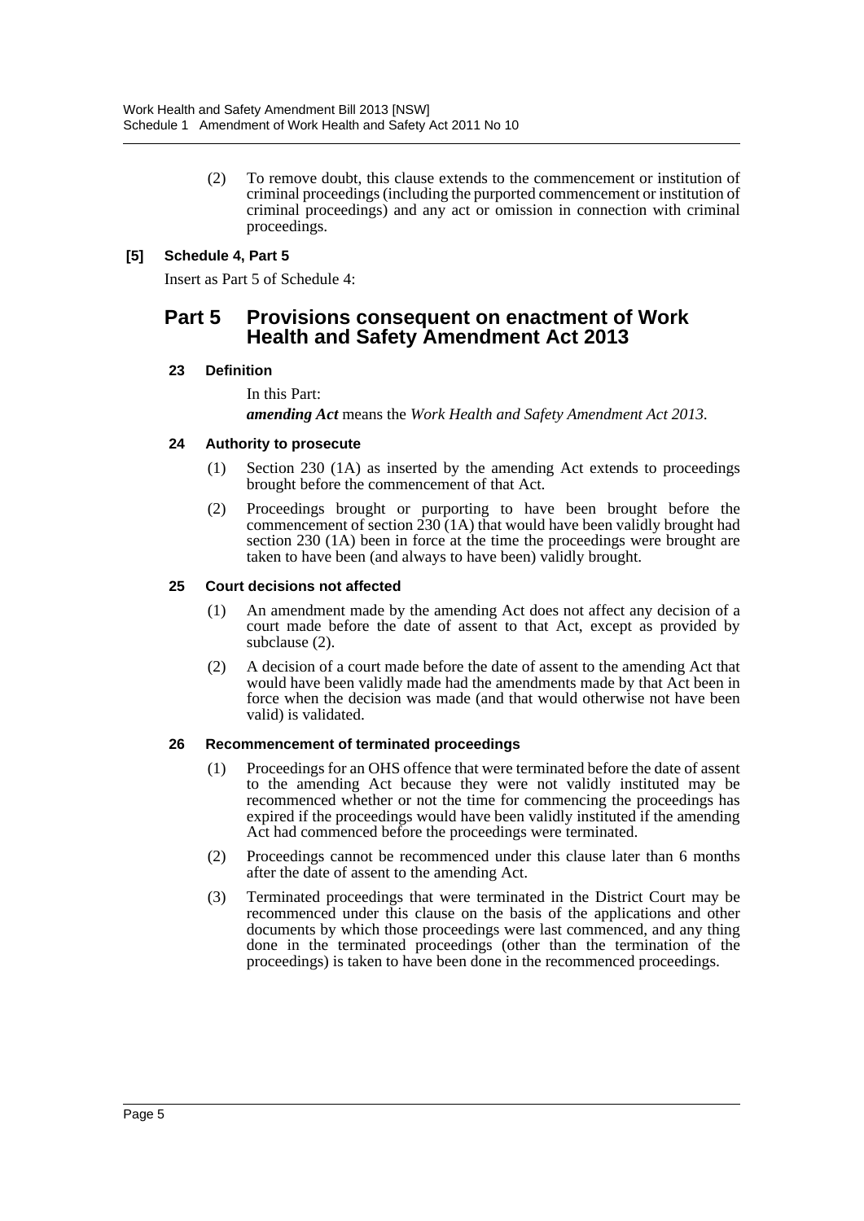(2) To remove doubt, this clause extends to the commencement or institution of criminal proceedings (including the purported commencement or institution of criminal proceedings) and any act or omission in connection with criminal proceedings.

**[5] Schedule 4, Part 5**

Insert as Part 5 of Schedule 4:

## Part 5 Provisions consequent on enactment of Work Health and Safety Amendment Act 2013

### 23 Definition

In this Part:

***amending Act*** means the *Work Health and Safety Amendment Act 2013*.

### 24 Authority to prosecute

(1) Section 230 (1A) as inserted by the amending Act extends to proceedings brought before the commencement of that Act.

(2) Proceedings brought or purporting to have been brought before the commencement of section 230 (1A) that would have been validly brought had section 230 (1A) been in force at the time the proceedings were brought are taken to have been (and always to have been) validly brought.

### 25 Court decisions not affected

(1) An amendment made by the amending Act does not affect any decision of a court made before the date of assent to that Act, except as provided by subclause (2).

(2) A decision of a court made before the date of assent to the amending Act that would have been validly made had the amendments made by that Act been in force when the decision was made (and that would otherwise not have been valid) is validated.

### 26 Recommencement of terminated proceedings

(1) Proceedings for an OHS offence that were terminated before the date of assent to the amending Act because they were not validly instituted may be recommenced whether or not the time for commencing the proceedings has expired if the proceedings would have been validly instituted if the amending Act had commenced before the proceedings were terminated.

(2) Proceedings cannot be recommenced under this clause later than 6 months after the date of assent to the amending Act.

(3) Terminated proceedings that were terminated in the District Court may be recommenced under this clause on the basis of the applications and other documents by which those proceedings were last commenced, and any thing done in the terminated proceedings (other than the termination of the proceedings) is taken to have been done in the recommenced proceedings.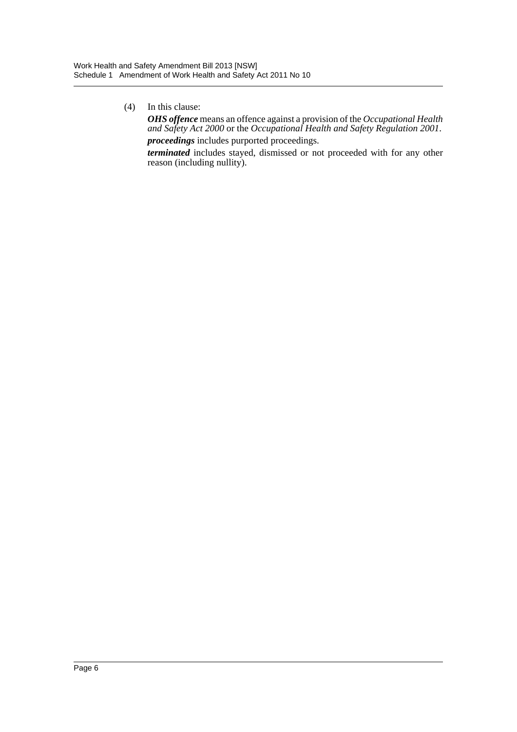(4) In this clause:

***OHS offence*** means an offence against a provision of the *Occupational Health and Safety Act 2000* or the *Occupational Health and Safety Regulation 2001*.

***proceedings*** includes purported proceedings.

***terminated*** includes stayed, dismissed or not proceeded with for any other reason (including nullity).